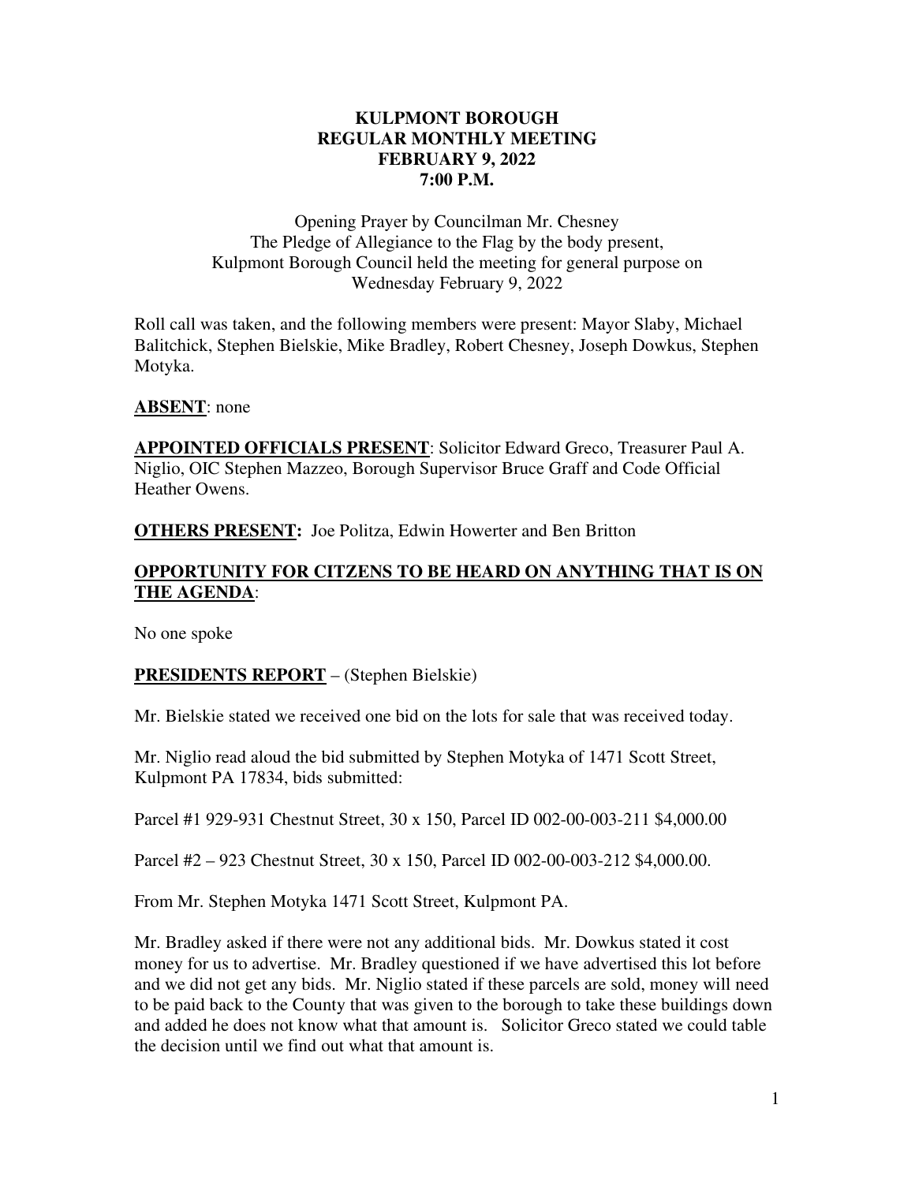# KULPMONT BOROUGH
# REGULAR MONTHLY MEETING
# FEBRUARY 9, 2022
# 7:00 P.M.

Opening Prayer by Councilman Mr. Chesney
The Pledge of Allegiance to the Flag by the body present,
Kulpmont Borough Council held the meeting for general purpose on
Wednesday February 9, 2022

Roll call was taken, and the following members were present: Mayor Slaby, Michael Balitchick, Stephen Bielskie, Mike Bradley, Robert Chesney, Joseph Dowkus, Stephen Motyka.

**ABSENT**: none

**APPOINTED OFFICIALS PRESENT**: Solicitor Edward Greco, Treasurer Paul A. Niglio, OIC Stephen Mazzeo, Borough Supervisor Bruce Graff and Code Official Heather Owens.

**OTHERS PRESENT:** Joe Politza, Edwin Howerter and Ben Britton

**OPPORTUNITY FOR CITIZENS TO BE HEARD ON ANYTHING THAT IS ON THE AGENDA**:

No one spoke

**PRESIDENTS REPORT** – (Stephen Bielskie)

Mr. Bielskie stated we received one bid on the lots for sale that was received today.

Mr. Niglio read aloud the bid submitted by Stephen Motyka of 1471 Scott Street, Kulpmont PA 17834, bids submitted:

Parcel #1 929-931 Chestnut Street, 30 x 150, Parcel ID 002-00-003-211 $4,000.00

Parcel #2 – 923 Chestnut Street, 30 x 150, Parcel ID 002-00-003-212 $4,000.00.

From Mr. Stephen Motyka 1471 Scott Street, Kulpmont PA.

Mr. Bradley asked if there were not any additional bids. Mr. Dowkus stated it cost money for us to advertise. Mr. Bradley questioned if we have advertised this lot before and we did not get any bids. Mr. Niglio stated if these parcels are sold, money will need to be paid back to the County that was given to the borough to take these buildings down and added he does not know what that amount is. Solicitor Greco stated we could table the decision until we find out what that amount is.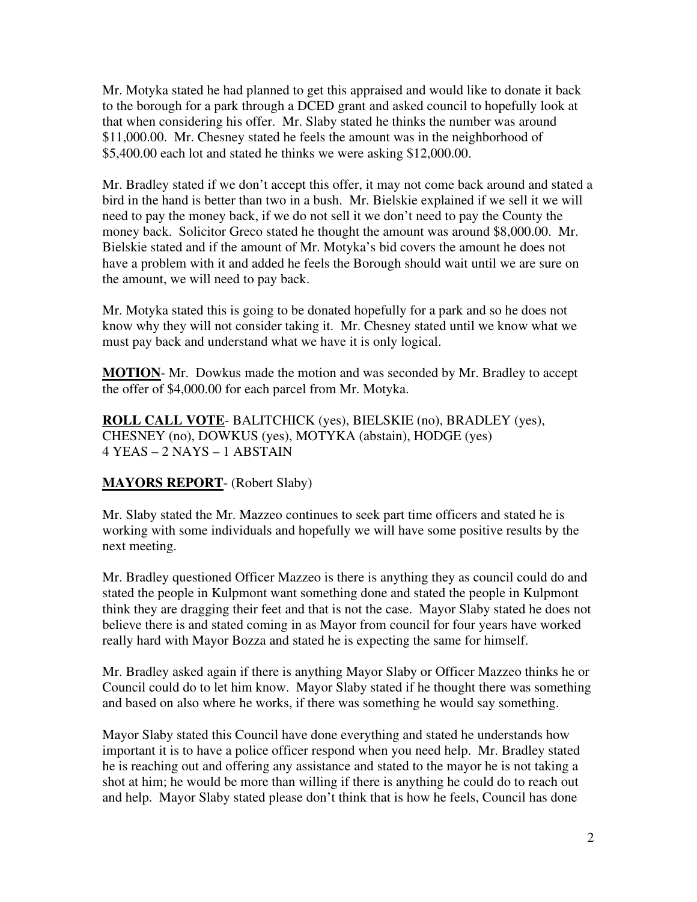Mr. Motyka stated he had planned to get this appraised and would like to donate it back to the borough for a park through a DCED grant and asked council to hopefully look at that when considering his offer. Mr. Slaby stated he thinks the number was around $11,000.00. Mr. Chesney stated he feels the amount was in the neighborhood of $5,400.00 each lot and stated he thinks we were asking $12,000.00.

Mr. Bradley stated if we don't accept this offer, it may not come back around and stated a bird in the hand is better than two in a bush. Mr. Bielskie explained if we sell it we will need to pay the money back, if we do not sell it we don't need to pay the County the money back. Solicitor Greco stated he thought the amount was around $8,000.00. Mr. Bielskie stated and if the amount of Mr. Motyka's bid covers the amount he does not have a problem with it and added he feels the Borough should wait until we are sure on the amount, we will need to pay back.

Mr. Motyka stated this is going to be donated hopefully for a park and so he does not know why they will not consider taking it. Mr. Chesney stated until we know what we must pay back and understand what we have it is only logical.

**MOTION**- Mr. Dowkus made the motion and was seconded by Mr. Bradley to accept the offer of $4,000.00 for each parcel from Mr. Motyka.

**ROLL CALL VOTE**- BALITCHICK (yes), BIELSKIE (no), BRADLEY (yes), CHESNEY (no), DOWKUS (yes), MOTYKA (abstain), HODGE (yes)
4 YEAS – 2 NAYS – 1 ABSTAIN

**MAYORS REPORT**- (Robert Slaby)

Mr. Slaby stated the Mr. Mazzeo continues to seek part time officers and stated he is working with some individuals and hopefully we will have some positive results by the next meeting.

Mr. Bradley questioned Officer Mazzeo is there is anything they as council could do and stated the people in Kulpmont want something done and stated the people in Kulpmont think they are dragging their feet and that is not the case. Mayor Slaby stated he does not believe there is and stated coming in as Mayor from council for four years have worked really hard with Mayor Bozza and stated he is expecting the same for himself.

Mr. Bradley asked again if there is anything Mayor Slaby or Officer Mazzeo thinks he or Council could do to let him know. Mayor Slaby stated if he thought there was something and based on also where he works, if there was something he would say something.

Mayor Slaby stated this Council have done everything and stated he understands how important it is to have a police officer respond when you need help. Mr. Bradley stated he is reaching out and offering any assistance and stated to the mayor he is not taking a shot at him; he would be more than willing if there is anything he could do to reach out and help. Mayor Slaby stated please don't think that is how he feels, Council has done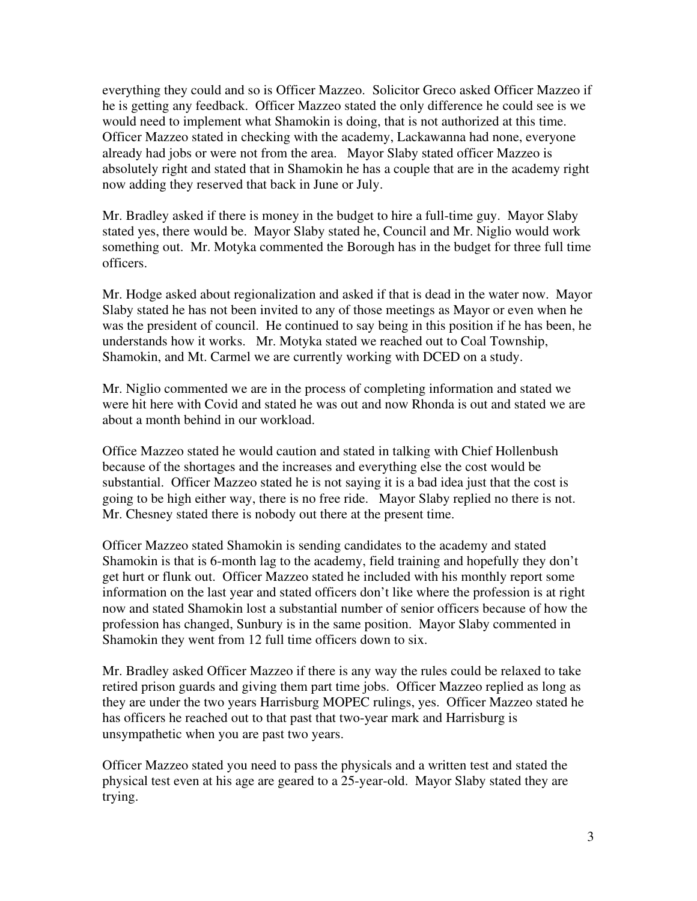everything they could and so is Officer Mazzeo. Solicitor Greco asked Officer Mazzeo if he is getting any feedback. Officer Mazzeo stated the only difference he could see is we would need to implement what Shamokin is doing, that is not authorized at this time. Officer Mazzeo stated in checking with the academy, Lackawanna had none, everyone already had jobs or were not from the area. Mayor Slaby stated officer Mazzeo is absolutely right and stated that in Shamokin he has a couple that are in the academy right now adding they reserved that back in June or July.

Mr. Bradley asked if there is money in the budget to hire a full-time guy. Mayor Slaby stated yes, there would be. Mayor Slaby stated he, Council and Mr. Niglio would work something out. Mr. Motyka commented the Borough has in the budget for three full time officers.

Mr. Hodge asked about regionalization and asked if that is dead in the water now. Mayor Slaby stated he has not been invited to any of those meetings as Mayor or even when he was the president of council. He continued to say being in this position if he has been, he understands how it works. Mr. Motyka stated we reached out to Coal Township, Shamokin, and Mt. Carmel we are currently working with DCED on a study.

Mr. Niglio commented we are in the process of completing information and stated we were hit here with Covid and stated he was out and now Rhonda is out and stated we are about a month behind in our workload.

Office Mazzeo stated he would caution and stated in talking with Chief Hollenbush because of the shortages and the increases and everything else the cost would be substantial. Officer Mazzeo stated he is not saying it is a bad idea just that the cost is going to be high either way, there is no free ride. Mayor Slaby replied no there is not. Mr. Chesney stated there is nobody out there at the present time.

Officer Mazzeo stated Shamokin is sending candidates to the academy and stated Shamokin is that is 6-month lag to the academy, field training and hopefully they don't get hurt or flunk out. Officer Mazzeo stated he included with his monthly report some information on the last year and stated officers don't like where the profession is at right now and stated Shamokin lost a substantial number of senior officers because of how the profession has changed, Sunbury is in the same position. Mayor Slaby commented in Shamokin they went from 12 full time officers down to six.

Mr. Bradley asked Officer Mazzeo if there is any way the rules could be relaxed to take retired prison guards and giving them part time jobs. Officer Mazzeo replied as long as they are under the two years Harrisburg MOPEC rulings, yes. Officer Mazzeo stated he has officers he reached out to that past that two-year mark and Harrisburg is unsympathetic when you are past two years.

Officer Mazzeo stated you need to pass the physicals and a written test and stated the physical test even at his age are geared to a 25-year-old. Mayor Slaby stated they are trying.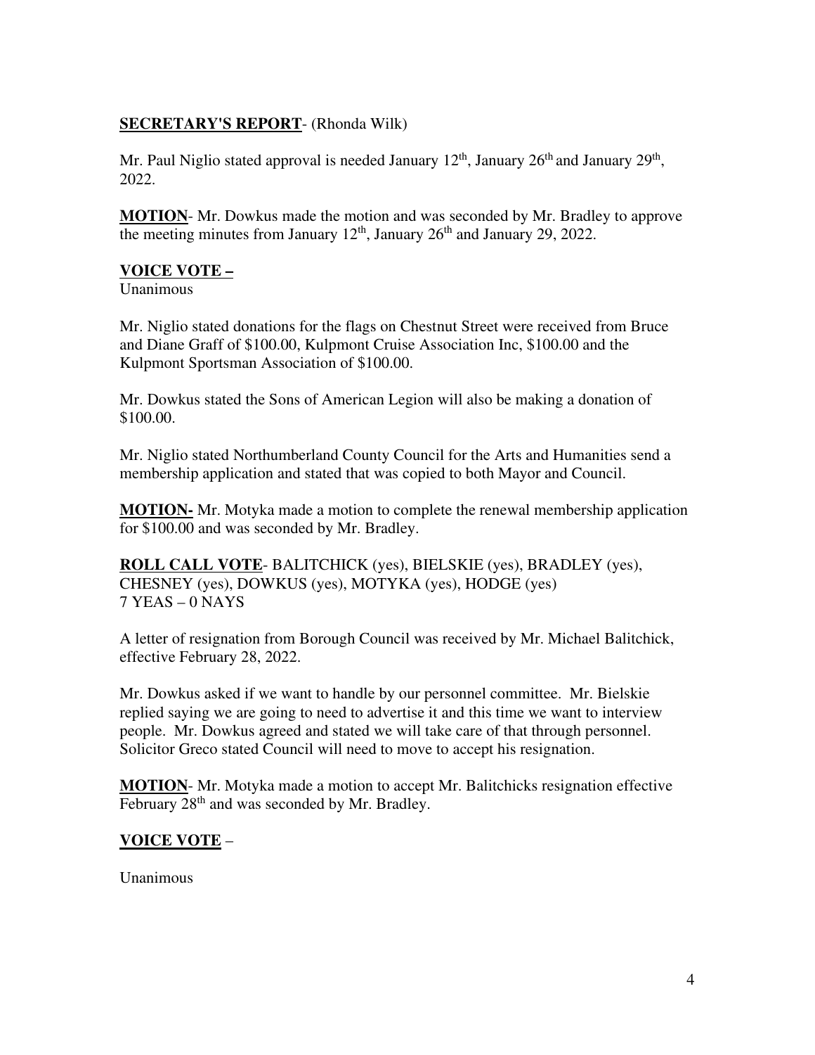**SECRETARY'S REPORT**- (Rhonda Wilk)

Mr. Paul Niglio stated approval is needed January 12th, January 26th and January 29th, 2022.

**MOTION**- Mr. Dowkus made the motion and was seconded by Mr. Bradley to approve the meeting minutes from January 12th, January 26th and January 29, 2022.

**VOICE VOTE –**
Unanimous

Mr. Niglio stated donations for the flags on Chestnut Street were received from Bruce and Diane Graff of $100.00, Kulpmont Cruise Association Inc, $100.00 and the Kulpmont Sportsman Association of $100.00.

Mr. Dowkus stated the Sons of American Legion will also be making a donation of $100.00.

Mr. Niglio stated Northumberland County Council for the Arts and Humanities send a membership application and stated that was copied to both Mayor and Council.

**MOTION-** Mr. Motyka made a motion to complete the renewal membership application for $100.00 and was seconded by Mr. Bradley.

**ROLL CALL VOTE**- BALITCHICK (yes), BIELSKIE (yes), BRADLEY (yes), CHESNEY (yes), DOWKUS (yes), MOTYKA (yes), HODGE (yes)
7 YEAS – 0 NAYS

A letter of resignation from Borough Council was received by Mr. Michael Balitchick, effective February 28, 2022.

Mr. Dowkus asked if we want to handle by our personnel committee. Mr. Bielskie replied saying we are going to need to advertise it and this time we want to interview people. Mr. Dowkus agreed and stated we will take care of that through personnel. Solicitor Greco stated Council will need to move to accept his resignation.

**MOTION**- Mr. Motyka made a motion to accept Mr. Balitchicks resignation effective February 28th and was seconded by Mr. Bradley.

**VOICE VOTE** –

Unanimous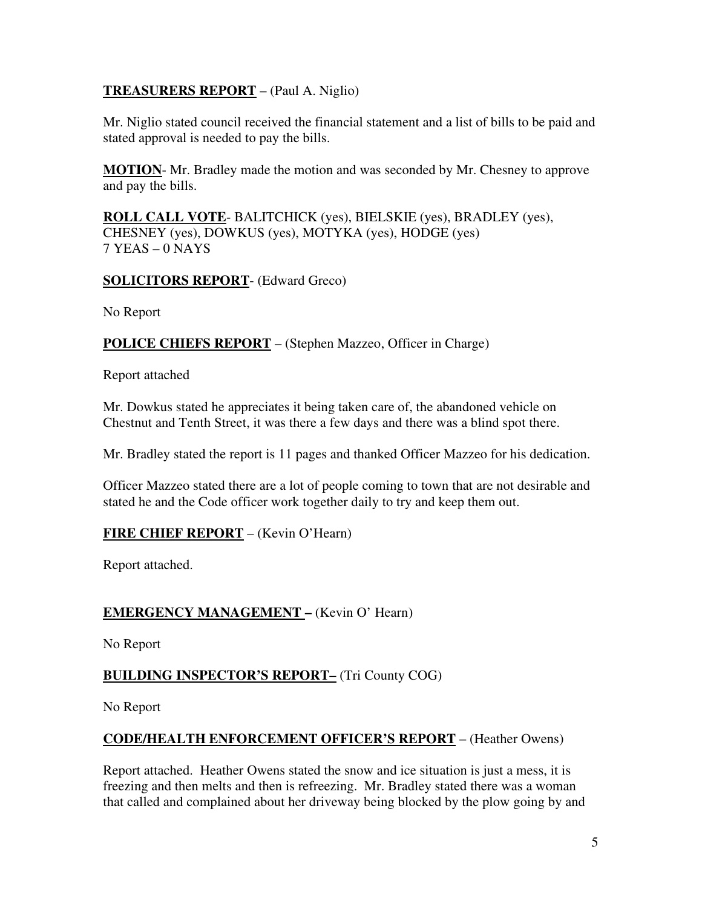**<u>TREASURERS REPORT</u>** – (Paul A. Niglio)

Mr. Niglio stated council received the financial statement and a list of bills to be paid and stated approval is needed to pay the bills.

**<u>MOTION</u>**- Mr. Bradley made the motion and was seconded by Mr. Chesney to approve and pay the bills.

**<u>ROLL CALL VOTE</u>**- BALITCHICK (yes), BIELSKIE (yes), BRADLEY (yes), CHESNEY (yes), DOWKUS (yes), MOTYKA (yes), HODGE (yes)
7 YEAS – 0 NAYS

**<u>SOLICITORS REPORT</u>**- (Edward Greco)

No Report

**<u>POLICE CHIEFS REPORT</u>** – (Stephen Mazzeo, Officer in Charge)

Report attached

Mr. Dowkus stated he appreciates it being taken care of, the abandoned vehicle on Chestnut and Tenth Street, it was there a few days and there was a blind spot there.

Mr. Bradley stated the report is 11 pages and thanked Officer Mazzeo for his dedication.

Officer Mazzeo stated there are a lot of people coming to town that are not desirable and stated he and the Code officer work together daily to try and keep them out.

**<u>FIRE CHIEF REPORT</u>** – (Kevin O'Hearn)

Report attached.

**<u>EMERGENCY MANAGEMENT</u> –** (Kevin O' Hearn)

No Report

**<u>BUILDING INSPECTOR'S REPORT–</u>** (Tri County COG)

No Report

**<u>CODE/HEALTH ENFORCEMENT OFFICER'S REPORT</u>** – (Heather Owens)

Report attached. Heather Owens stated the snow and ice situation is just a mess, it is freezing and then melts and then is refreezing. Mr. Bradley stated there was a woman that called and complained about her driveway being blocked by the plow going by and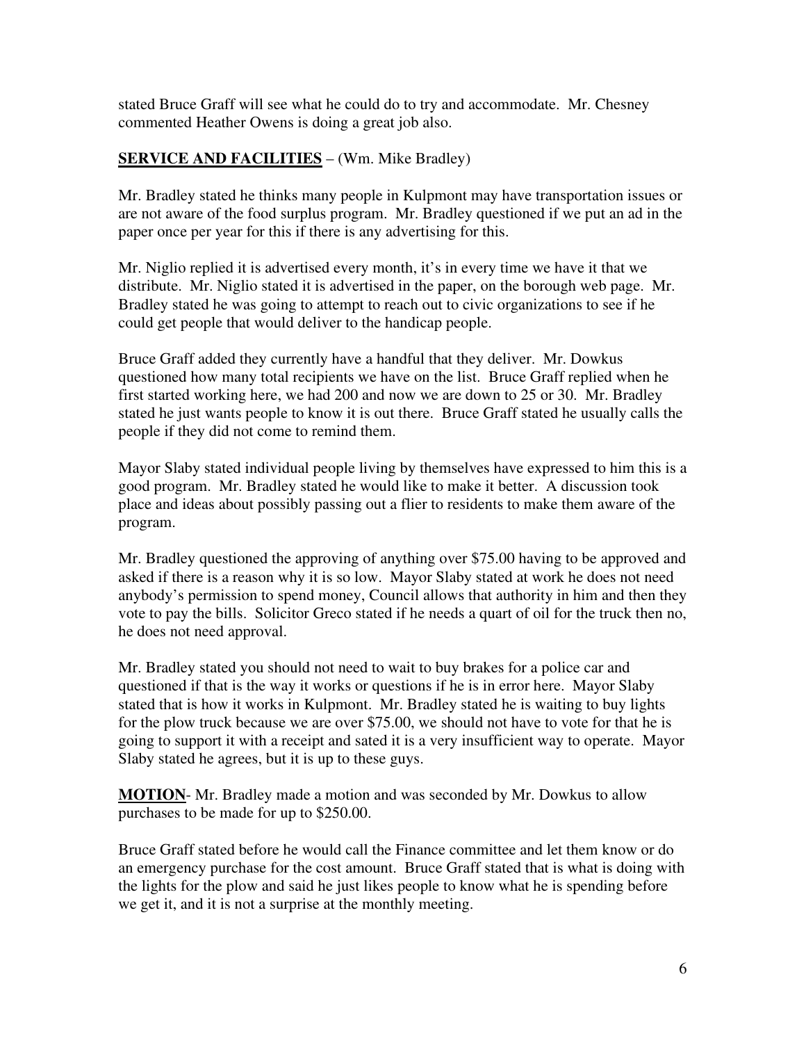stated Bruce Graff will see what he could do to try and accommodate. Mr. Chesney commented Heather Owens is doing a great job also.

**SERVICE AND FACILITIES** – (Wm. Mike Bradley)

Mr. Bradley stated he thinks many people in Kulpmont may have transportation issues or are not aware of the food surplus program. Mr. Bradley questioned if we put an ad in the paper once per year for this if there is any advertising for this.

Mr. Niglio replied it is advertised every month, it's in every time we have it that we distribute. Mr. Niglio stated it is advertised in the paper, on the borough web page. Mr. Bradley stated he was going to attempt to reach out to civic organizations to see if he could get people that would deliver to the handicap people.

Bruce Graff added they currently have a handful that they deliver. Mr. Dowkus questioned how many total recipients we have on the list. Bruce Graff replied when he first started working here, we had 200 and now we are down to 25 or 30. Mr. Bradley stated he just wants people to know it is out there. Bruce Graff stated he usually calls the people if they did not come to remind them.

Mayor Slaby stated individual people living by themselves have expressed to him this is a good program. Mr. Bradley stated he would like to make it better. A discussion took place and ideas about possibly passing out a flier to residents to make them aware of the program.

Mr. Bradley questioned the approving of anything over $75.00 having to be approved and asked if there is a reason why it is so low. Mayor Slaby stated at work he does not need anybody's permission to spend money, Council allows that authority in him and then they vote to pay the bills. Solicitor Greco stated if he needs a quart of oil for the truck then no, he does not need approval.

Mr. Bradley stated you should not need to wait to buy brakes for a police car and questioned if that is the way it works or questions if he is in error here. Mayor Slaby stated that is how it works in Kulpmont. Mr. Bradley stated he is waiting to buy lights for the plow truck because we are over $75.00, we should not have to vote for that he is going to support it with a receipt and sated it is a very insufficient way to operate. Mayor Slaby stated he agrees, but it is up to these guys.

**MOTION**- Mr. Bradley made a motion and was seconded by Mr. Dowkus to allow purchases to be made for up to $250.00.

Bruce Graff stated before he would call the Finance committee and let them know or do an emergency purchase for the cost amount. Bruce Graff stated that is what is doing with the lights for the plow and said he just likes people to know what he is spending before we get it, and it is not a surprise at the monthly meeting.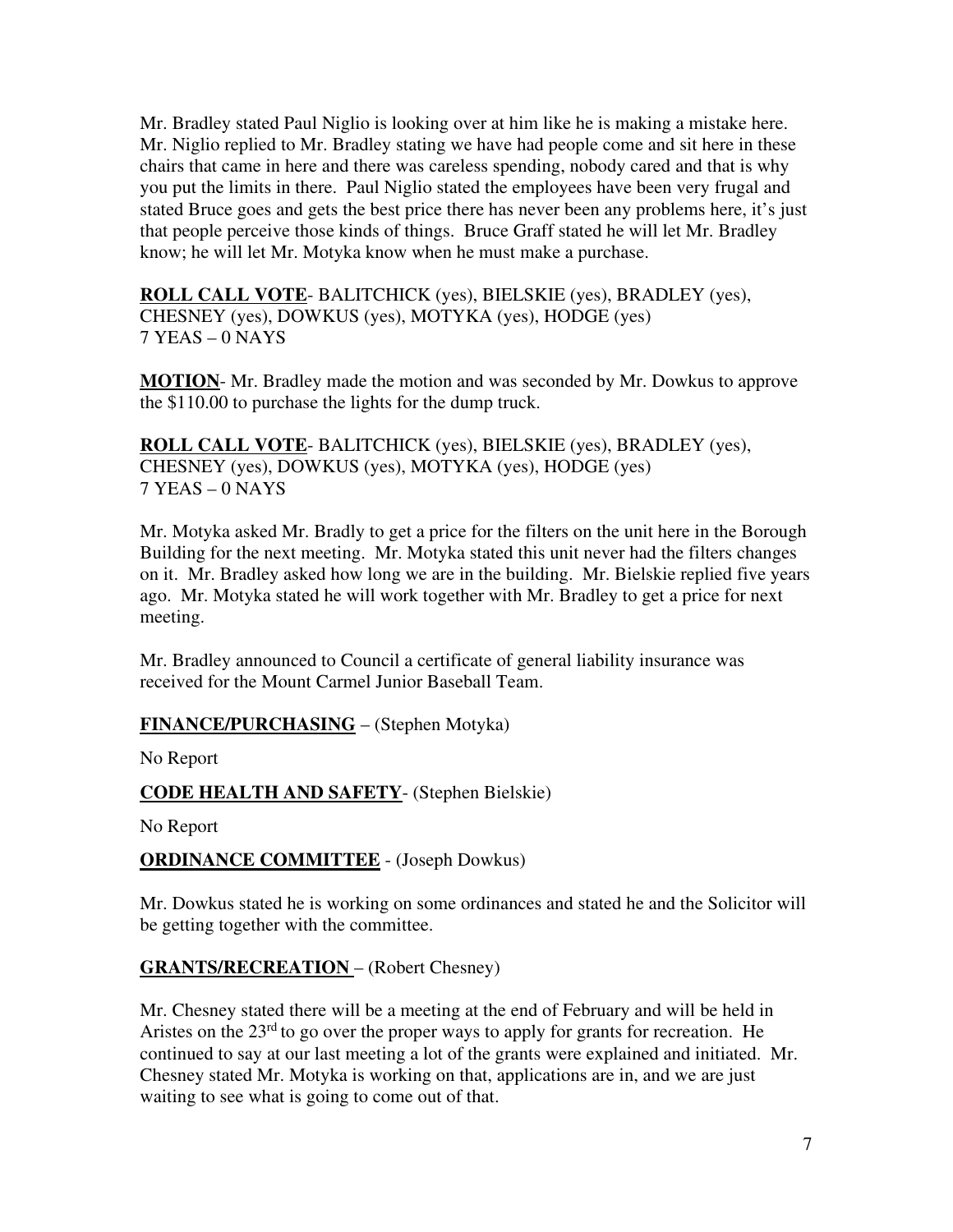Mr. Bradley stated Paul Niglio is looking over at him like he is making a mistake here. Mr. Niglio replied to Mr. Bradley stating we have had people come and sit here in these chairs that came in here and there was careless spending, nobody cared and that is why you put the limits in there. Paul Niglio stated the employees have been very frugal and stated Bruce goes and gets the best price there has never been any problems here, it's just that people perceive those kinds of things. Bruce Graff stated he will let Mr. Bradley know; he will let Mr. Motyka know when he must make a purchase.

**ROLL CALL VOTE**- BALITCHICK (yes), BIELSKIE (yes), BRADLEY (yes), CHESNEY (yes), DOWKUS (yes), MOTYKA (yes), HODGE (yes)
7 YEAS – 0 NAYS

**MOTION**- Mr. Bradley made the motion and was seconded by Mr. Dowkus to approve the $110.00 to purchase the lights for the dump truck.

**ROLL CALL VOTE**- BALITCHICK (yes), BIELSKIE (yes), BRADLEY (yes), CHESNEY (yes), DOWKUS (yes), MOTYKA (yes), HODGE (yes)
7 YEAS – 0 NAYS

Mr. Motyka asked Mr. Bradly to get a price for the filters on the unit here in the Borough Building for the next meeting. Mr. Motyka stated this unit never had the filters changes on it. Mr. Bradley asked how long we are in the building. Mr. Bielskie replied five years ago. Mr. Motyka stated he will work together with Mr. Bradley to get a price for next meeting.

Mr. Bradley announced to Council a certificate of general liability insurance was received for the Mount Carmel Junior Baseball Team.

**FINANCE/PURCHASING** – (Stephen Motyka)

No Report

**CODE HEALTH AND SAFETY**- (Stephen Bielskie)

No Report

**ORDINANCE COMMITTEE** - (Joseph Dowkus)

Mr. Dowkus stated he is working on some ordinances and stated he and the Solicitor will be getting together with the committee.

**GRANTS/RECREATION** – (Robert Chesney)

Mr. Chesney stated there will be a meeting at the end of February and will be held in Aristes on the 23rd to go over the proper ways to apply for grants for recreation. He continued to say at our last meeting a lot of the grants were explained and initiated. Mr. Chesney stated Mr. Motyka is working on that, applications are in, and we are just waiting to see what is going to come out of that.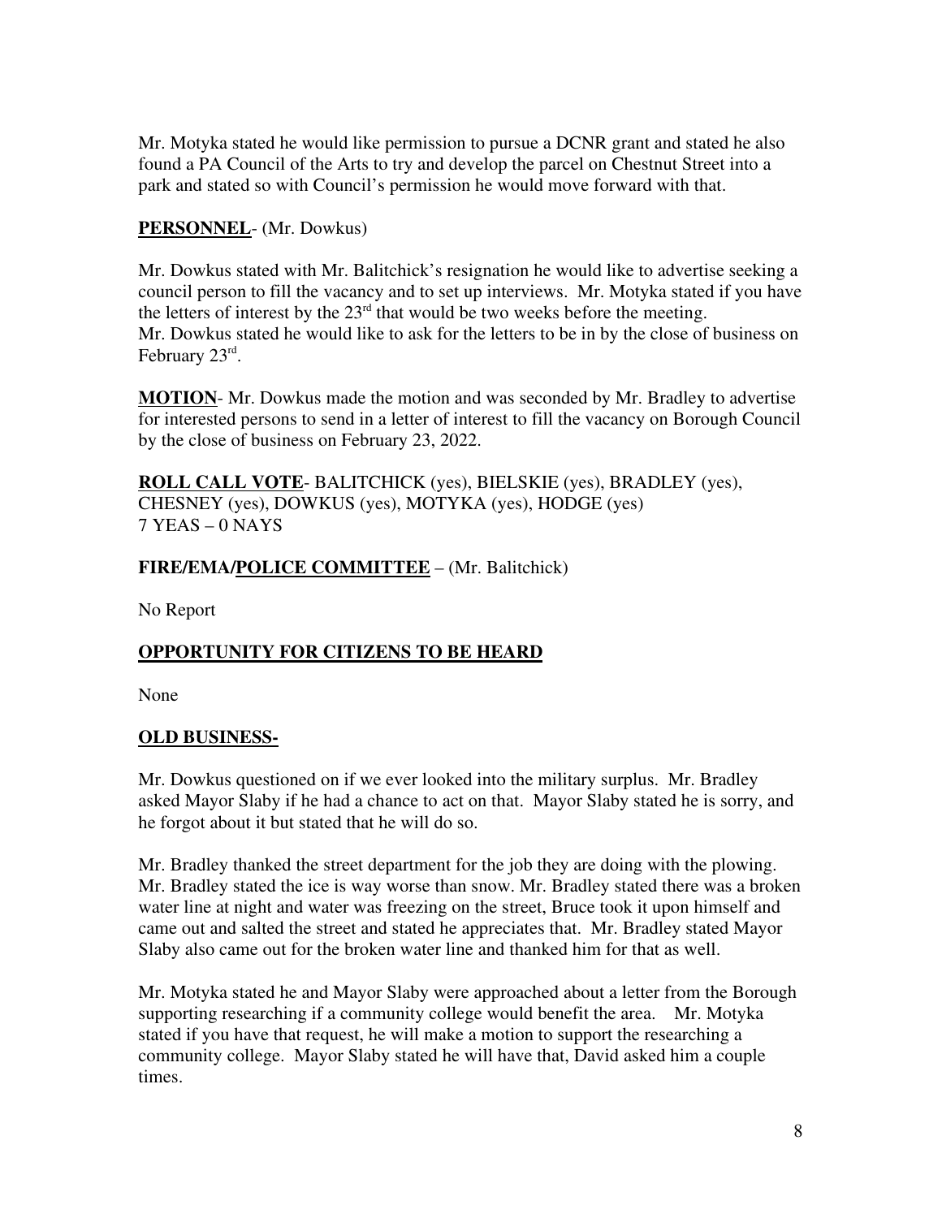Mr. Motyka stated he would like permission to pursue a DCNR grant and stated he also found a PA Council of the Arts to try and develop the parcel on Chestnut Street into a park and stated so with Council's permission he would move forward with that.

**PERSONNEL**- (Mr. Dowkus)

Mr. Dowkus stated with Mr. Balitchick's resignation he would like to advertise seeking a council person to fill the vacancy and to set up interviews. Mr. Motyka stated if you have the letters of interest by the 23rd that would be two weeks before the meeting. Mr. Dowkus stated he would like to ask for the letters to be in by the close of business on February 23rd.

**MOTION**- Mr. Dowkus made the motion and was seconded by Mr. Bradley to advertise for interested persons to send in a letter of interest to fill the vacancy on Borough Council by the close of business on February 23, 2022.

**ROLL CALL VOTE**- BALITCHICK (yes), BIELSKIE (yes), BRADLEY (yes), CHESNEY (yes), DOWKUS (yes), MOTYKA (yes), HODGE (yes)
7 YEAS – 0 NAYS

**FIRE/EMA/POLICE COMMITTEE** – (Mr. Balitchick)

No Report

**OPPORTUNITY FOR CITIZENS TO BE HEARD**

None

**OLD BUSINESS-**

Mr. Dowkus questioned on if we ever looked into the military surplus. Mr. Bradley asked Mayor Slaby if he had a chance to act on that. Mayor Slaby stated he is sorry, and he forgot about it but stated that he will do so.

Mr. Bradley thanked the street department for the job they are doing with the plowing. Mr. Bradley stated the ice is way worse than snow. Mr. Bradley stated there was a broken water line at night and water was freezing on the street, Bruce took it upon himself and came out and salted the street and stated he appreciates that. Mr. Bradley stated Mayor Slaby also came out for the broken water line and thanked him for that as well.

Mr. Motyka stated he and Mayor Slaby were approached about a letter from the Borough supporting researching if a community college would benefit the area. Mr. Motyka stated if you have that request, he will make a motion to support the researching a community college. Mayor Slaby stated he will have that, David asked him a couple times.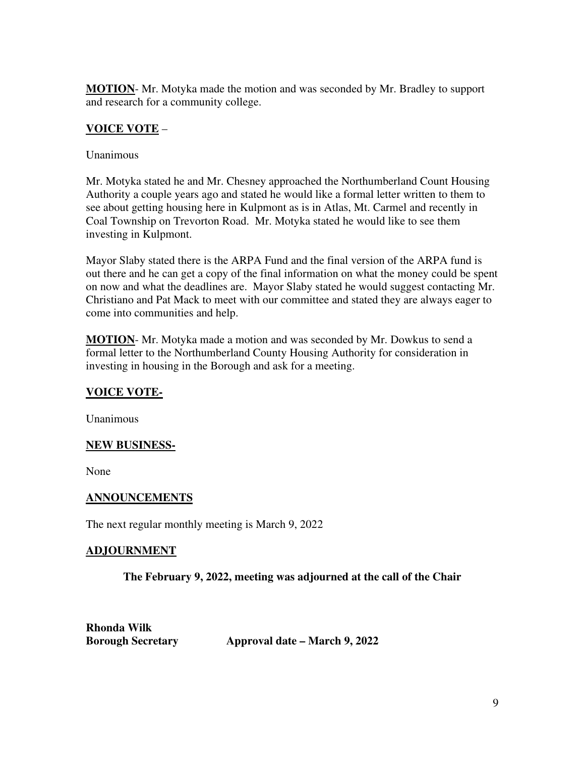**MOTION**- Mr. Motyka made the motion and was seconded by Mr. Bradley to support and research for a community college.

**VOICE VOTE** –

Unanimous

Mr. Motyka stated he and Mr. Chesney approached the Northumberland Count Housing Authority a couple years ago and stated he would like a formal letter written to them to see about getting housing here in Kulpmont as is in Atlas, Mt. Carmel and recently in Coal Township on Trevorton Road. Mr. Motyka stated he would like to see them investing in Kulpmont.

Mayor Slaby stated there is the ARPA Fund and the final version of the ARPA fund is out there and he can get a copy of the final information on what the money could be spent on now and what the deadlines are. Mayor Slaby stated he would suggest contacting Mr. Christiano and Pat Mack to meet with our committee and stated they are always eager to come into communities and help.

**MOTION**- Mr. Motyka made a motion and was seconded by Mr. Dowkus to send a formal letter to the Northumberland County Housing Authority for consideration in investing in housing in the Borough and ask for a meeting.

**VOICE VOTE-**

Unanimous

**NEW BUSINESS-**

None

**ANNOUNCEMENTS**

The next regular monthly meeting is March 9, 2022

**ADJOURNMENT**

**The February 9, 2022, meeting was adjourned at the call of the Chair**

**Rhonda Wilk**
**Borough Secretary** **Approval date – March 9, 2022**